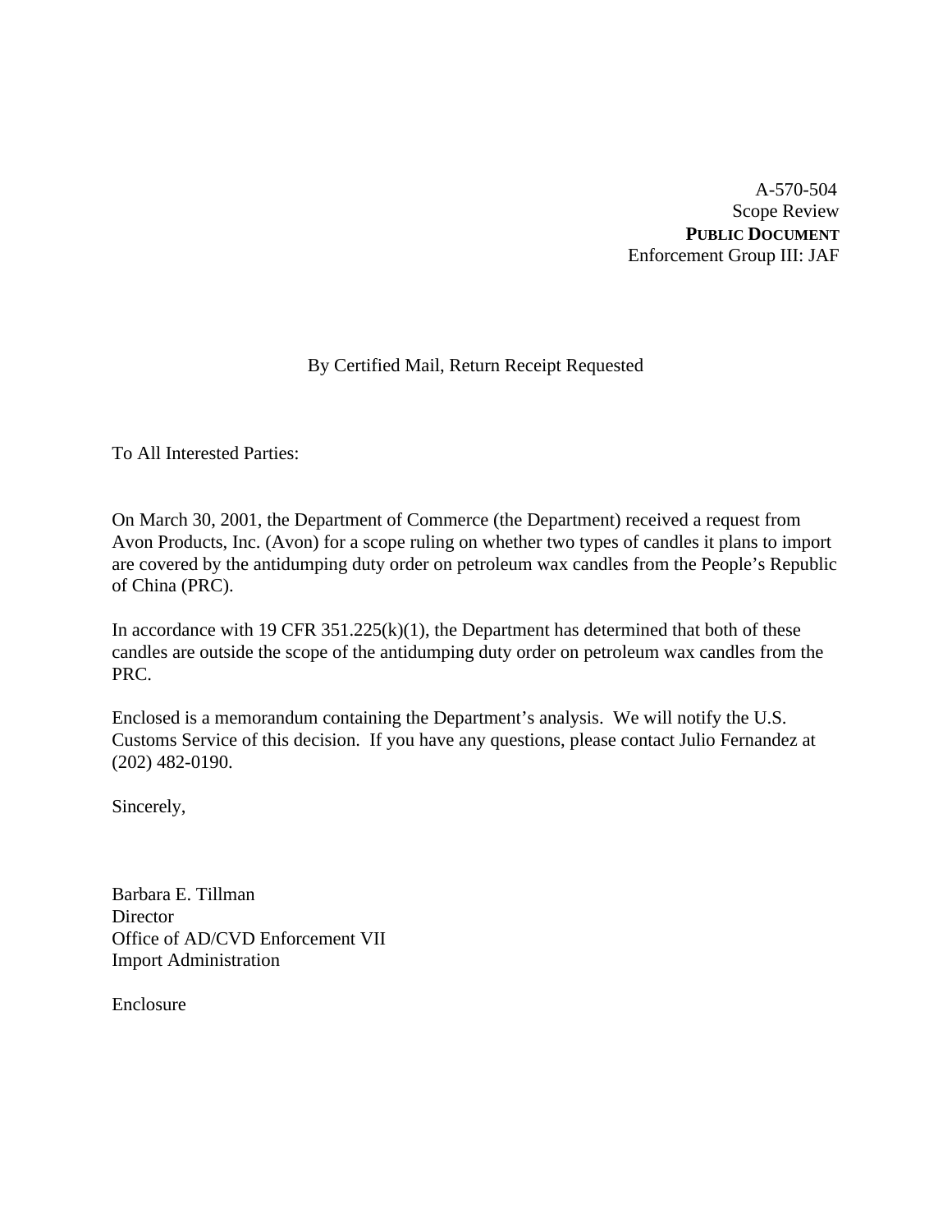A-570-504
Scope Review
**PUBLIC DOCUMENT**
Enforcement Group III: JAF

By Certified Mail, Return Receipt Requested

To All Interested Parties:

On March 30, 2001, the Department of Commerce (the Department) received a request from Avon Products, Inc. (Avon) for a scope ruling on whether two types of candles it plans to import are covered by the antidumping duty order on petroleum wax candles from the People's Republic of China (PRC).

In accordance with 19 CFR 351.225(k)(1), the Department has determined that both of these candles are outside the scope of the antidumping duty order on petroleum wax candles from the PRC.

Enclosed is a memorandum containing the Department's analysis. We will notify the U.S. Customs Service of this decision. If you have any questions, please contact Julio Fernandez at (202) 482-0190.

Sincerely,

Barbara E. Tillman
Director
Office of AD/CVD Enforcement VII
Import Administration

Enclosure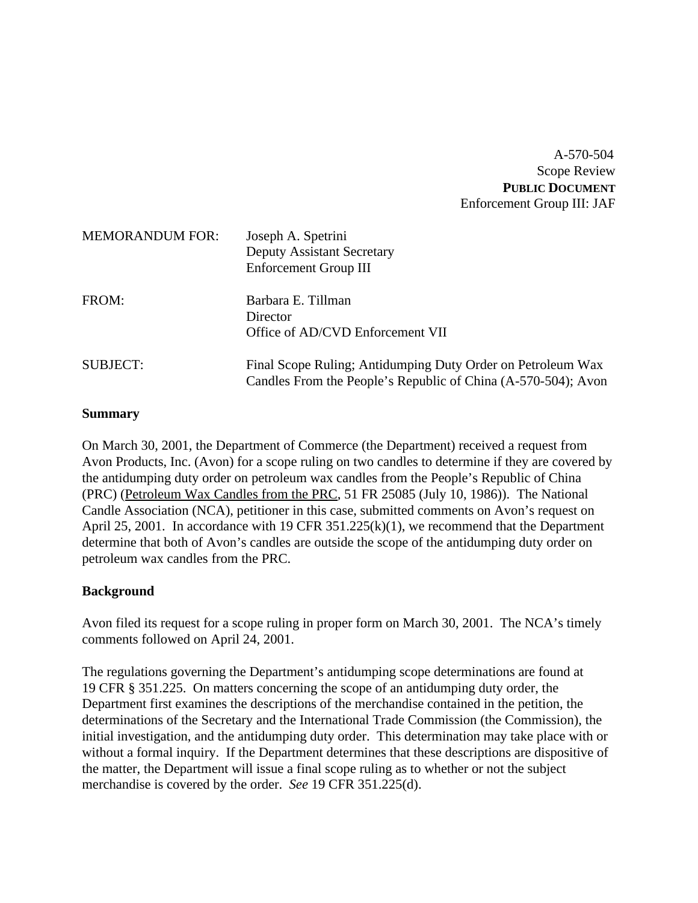A-570-504
Scope Review
**PUBLIC DOCUMENT**
Enforcement Group III: JAF

| | |
|---|---|
| MEMORANDUM FOR: | Joseph A. Spetrini<br>Deputy Assistant Secretary<br>Enforcement Group III |
| FROM: | Barbara E. Tillman<br>Director<br>Office of AD/CVD Enforcement VII |
| SUBJECT: | Final Scope Ruling; Antidumping Duty Order on Petroleum Wax Candles From the People's Republic of China (A-570-504); Avon |

**Summary**

On March 30, 2001, the Department of Commerce (the Department) received a request from Avon Products, Inc. (Avon) for a scope ruling on two candles to determine if they are covered by the antidumping duty order on petroleum wax candles from the People's Republic of China (PRC) (Petroleum Wax Candles from the PRC, 51 FR 25085 (July 10, 1986)). The National Candle Association (NCA), petitioner in this case, submitted comments on Avon's request on April 25, 2001. In accordance with 19 CFR 351.225(k)(1), we recommend that the Department determine that both of Avon's candles are outside the scope of the antidumping duty order on petroleum wax candles from the PRC.

**Background**

Avon filed its request for a scope ruling in proper form on March 30, 2001. The NCA's timely comments followed on April 24, 2001.

The regulations governing the Department's antidumping scope determinations are found at 19 CFR § 351.225. On matters concerning the scope of an antidumping duty order, the Department first examines the descriptions of the merchandise contained in the petition, the determinations of the Secretary and the International Trade Commission (the Commission), the initial investigation, and the antidumping duty order. This determination may take place with or without a formal inquiry. If the Department determines that these descriptions are dispositive of the matter, the Department will issue a final scope ruling as to whether or not the subject merchandise is covered by the order. *See* 19 CFR 351.225(d).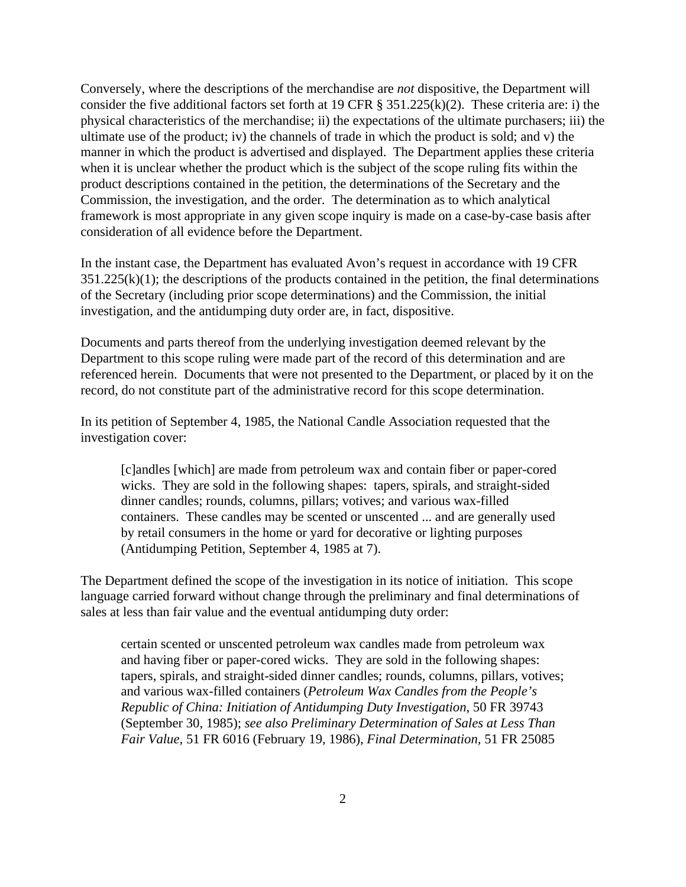Conversely, where the descriptions of the merchandise are *not* dispositive, the Department will consider the five additional factors set forth at 19 CFR § 351.225(k)(2). These criteria are: i) the physical characteristics of the merchandise; ii) the expectations of the ultimate purchasers; iii) the ultimate use of the product; iv) the channels of trade in which the product is sold; and v) the manner in which the product is advertised and displayed. The Department applies these criteria when it is unclear whether the product which is the subject of the scope ruling fits within the product descriptions contained in the petition, the determinations of the Secretary and the Commission, the investigation, and the order. The determination as to which analytical framework is most appropriate in any given scope inquiry is made on a case-by-case basis after consideration of all evidence before the Department.

In the instant case, the Department has evaluated Avon's request in accordance with 19 CFR 351.225(k)(1); the descriptions of the products contained in the petition, the final determinations of the Secretary (including prior scope determinations) and the Commission, the initial investigation, and the antidumping duty order are, in fact, dispositive.

Documents and parts thereof from the underlying investigation deemed relevant by the Department to this scope ruling were made part of the record of this determination and are referenced herein. Documents that were not presented to the Department, or placed by it on the record, do not constitute part of the administrative record for this scope determination.

In its petition of September 4, 1985, the National Candle Association requested that the investigation cover:

> [c]andles [which] are made from petroleum wax and contain fiber or paper-cored wicks. They are sold in the following shapes: tapers, spirals, and straight-sided dinner candles; rounds, columns, pillars; votives; and various wax-filled containers. These candles may be scented or unscented ... and are generally used by retail consumers in the home or yard for decorative or lighting purposes (Antidumping Petition, September 4, 1985 at 7).

The Department defined the scope of the investigation in its notice of initiation. This scope language carried forward without change through the preliminary and final determinations of sales at less than fair value and the eventual antidumping duty order:

> certain scented or unscented petroleum wax candles made from petroleum wax and having fiber or paper-cored wicks. They are sold in the following shapes: tapers, spirals, and straight-sided dinner candles; rounds, columns, pillars, votives; and various wax-filled containers (*Petroleum Wax Candles from the People's Republic of China: Initiation of Antidumping Duty Investigation*, 50 FR 39743 (September 30, 1985); *see also Preliminary Determination of Sales at Less Than Fair Value*, 51 FR 6016 (February 19, 1986), *Final Determination*, 51 FR 25085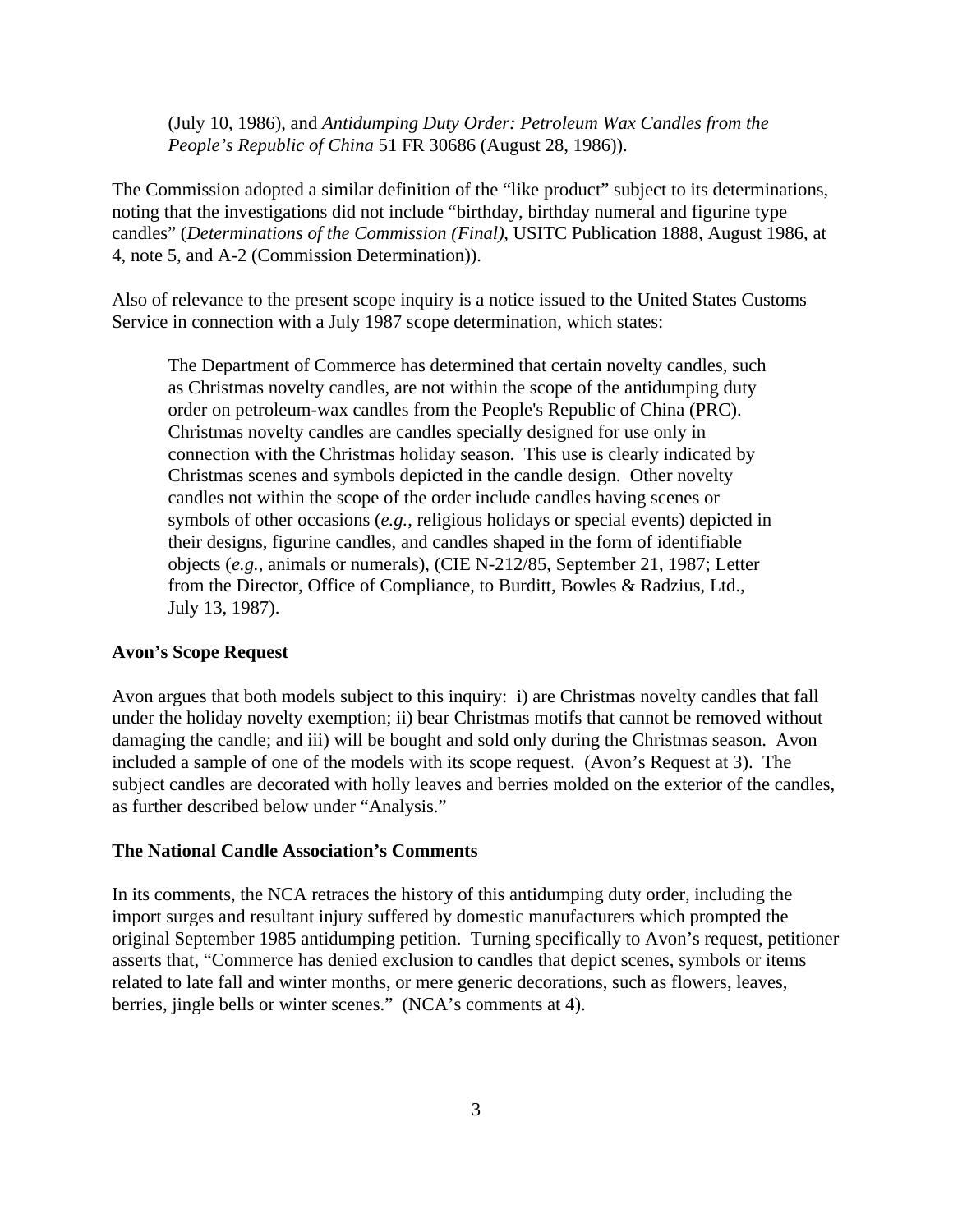(July 10, 1986), and *Antidumping Duty Order: Petroleum Wax Candles from the People's Republic of China* 51 FR 30686 (August 28, 1986)).

The Commission adopted a similar definition of the "like product" subject to its determinations, noting that the investigations did not include "birthday, birthday numeral and figurine type candles" (*Determinations of the Commission (Final)*, USITC Publication 1888, August 1986, at 4, note 5, and A-2 (Commission Determination)).

Also of relevance to the present scope inquiry is a notice issued to the United States Customs Service in connection with a July 1987 scope determination, which states:

> The Department of Commerce has determined that certain novelty candles, such as Christmas novelty candles, are not within the scope of the antidumping duty order on petroleum-wax candles from the People's Republic of China (PRC). Christmas novelty candles are candles specially designed for use only in connection with the Christmas holiday season. This use is clearly indicated by Christmas scenes and symbols depicted in the candle design. Other novelty candles not within the scope of the order include candles having scenes or symbols of other occasions (*e.g.*, religious holidays or special events) depicted in their designs, figurine candles, and candles shaped in the form of identifiable objects (*e.g.*, animals or numerals), (CIE N-212/85, September 21, 1987; Letter from the Director, Office of Compliance, to Burditt, Bowles & Radzius, Ltd., July 13, 1987).

**Avon's Scope Request**

Avon argues that both models subject to this inquiry: i) are Christmas novelty candles that fall under the holiday novelty exemption; ii) bear Christmas motifs that cannot be removed without damaging the candle; and iii) will be bought and sold only during the Christmas season. Avon included a sample of one of the models with its scope request. (Avon's Request at 3). The subject candles are decorated with holly leaves and berries molded on the exterior of the candles, as further described below under "Analysis."

**The National Candle Association's Comments**

In its comments, the NCA retraces the history of this antidumping duty order, including the import surges and resultant injury suffered by domestic manufacturers which prompted the original September 1985 antidumping petition. Turning specifically to Avon's request, petitioner asserts that, "Commerce has denied exclusion to candles that depict scenes, symbols or items related to late fall and winter months, or mere generic decorations, such as flowers, leaves, berries, jingle bells or winter scenes." (NCA's comments at 4).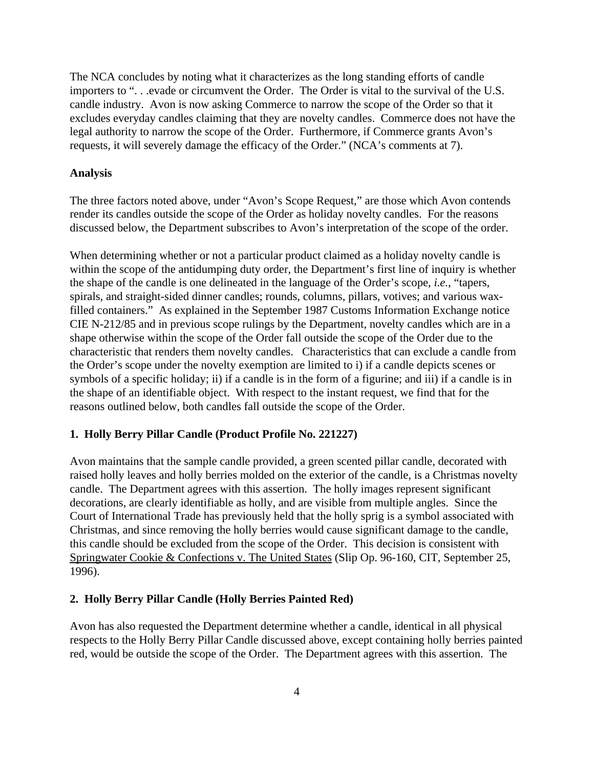The NCA concludes by noting what it characterizes as the long standing efforts of candle importers to ". . .evade or circumvent the Order. The Order is vital to the survival of the U.S. candle industry. Avon is now asking Commerce to narrow the scope of the Order so that it excludes everyday candles claiming that they are novelty candles. Commerce does not have the legal authority to narrow the scope of the Order. Furthermore, if Commerce grants Avon's requests, it will severely damage the efficacy of the Order." (NCA's comments at 7).

**Analysis**

The three factors noted above, under "Avon's Scope Request," are those which Avon contends render its candles outside the scope of the Order as holiday novelty candles. For the reasons discussed below, the Department subscribes to Avon's interpretation of the scope of the order.

When determining whether or not a particular product claimed as a holiday novelty candle is within the scope of the antidumping duty order, the Department's first line of inquiry is whether the shape of the candle is one delineated in the language of the Order's scope, *i.e.*, "tapers, spirals, and straight-sided dinner candles; rounds, columns, pillars, votives; and various wax-filled containers." As explained in the September 1987 Customs Information Exchange notice CIE N-212/85 and in previous scope rulings by the Department, novelty candles which are in a shape otherwise within the scope of the Order fall outside the scope of the Order due to the characteristic that renders them novelty candles. Characteristics that can exclude a candle from the Order's scope under the novelty exemption are limited to i) if a candle depicts scenes or symbols of a specific holiday; ii) if a candle is in the form of a figurine; and iii) if a candle is in the shape of an identifiable object. With respect to the instant request, we find that for the reasons outlined below, both candles fall outside the scope of the Order.

**1. Holly Berry Pillar Candle (Product Profile No. 221227)**

Avon maintains that the sample candle provided, a green scented pillar candle, decorated with raised holly leaves and holly berries molded on the exterior of the candle, is a Christmas novelty candle. The Department agrees with this assertion. The holly images represent significant decorations, are clearly identifiable as holly, and are visible from multiple angles. Since the Court of International Trade has previously held that the holly sprig is a symbol associated with Christmas, and since removing the holly berries would cause significant damage to the candle, this candle should be excluded from the scope of the Order. This decision is consistent with Springwater Cookie & Confections v. The United States (Slip Op. 96-160, CIT, September 25, 1996).

**2. Holly Berry Pillar Candle (Holly Berries Painted Red)**

Avon has also requested the Department determine whether a candle, identical in all physical respects to the Holly Berry Pillar Candle discussed above, except containing holly berries painted red, would be outside the scope of the Order. The Department agrees with this assertion. The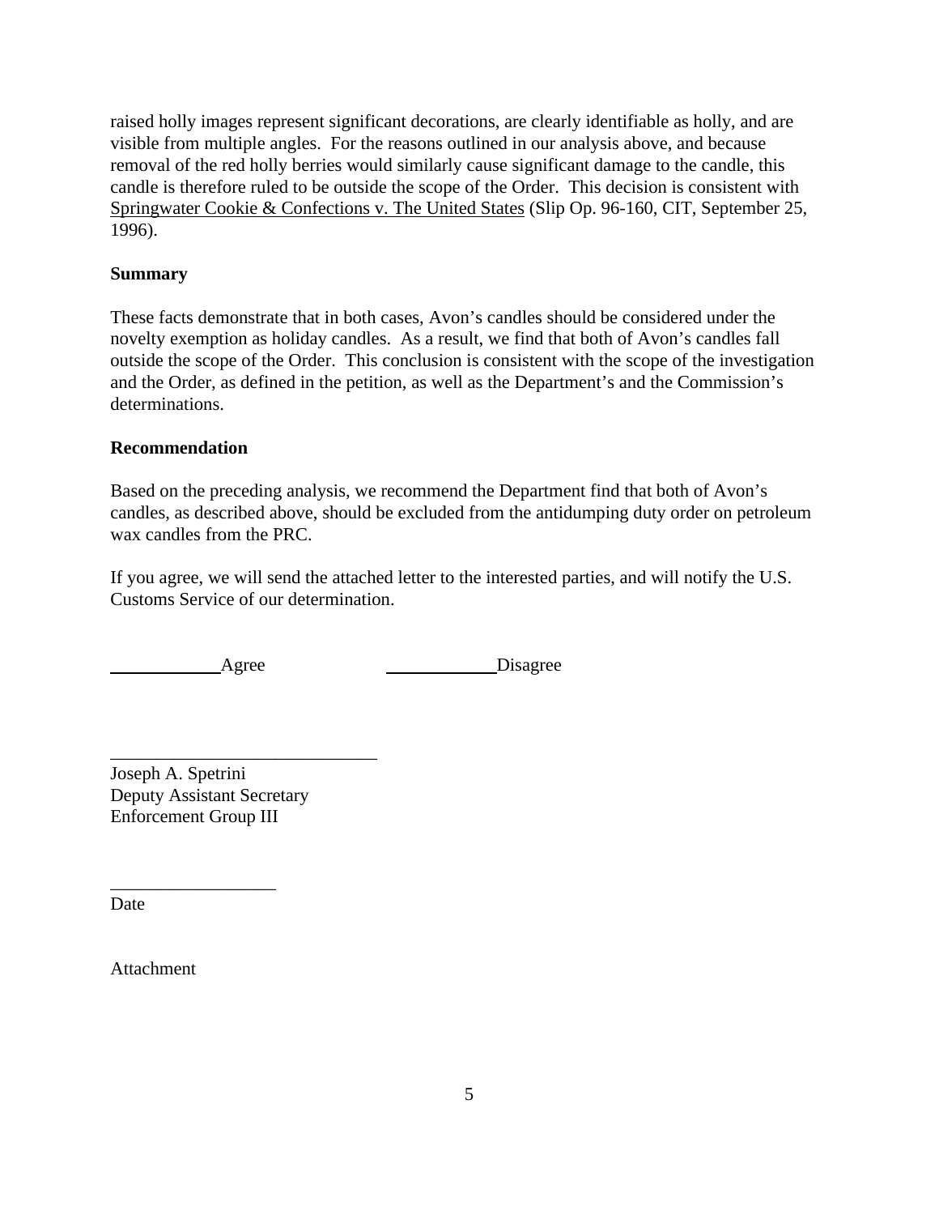raised holly images represent significant decorations, are clearly identifiable as holly, and are visible from multiple angles. For the reasons outlined in our analysis above, and because removal of the red holly berries would similarly cause significant damage to the candle, this candle is therefore ruled to be outside the scope of the Order. This decision is consistent with Springwater Cookie & Confections v. The United States (Slip Op. 96-160, CIT, September 25, 1996).

**Summary**

These facts demonstrate that in both cases, Avon's candles should be considered under the novelty exemption as holiday candles. As a result, we find that both of Avon's candles fall outside the scope of the Order. This conclusion is consistent with the scope of the investigation and the Order, as defined in the petition, as well as the Department's and the Commission's determinations.

**Recommendation**

Based on the preceding analysis, we recommend the Department find that both of Avon's candles, as described above, should be excluded from the antidumping duty order on petroleum wax candles from the PRC.

If you agree, we will send the attached letter to the interested parties, and will notify the U.S. Customs Service of our determination.

\_\_\_\_\_\_\_\_\_\_\_\_ Agree                    \_\_\_\_\_\_\_\_\_\_\_\_ Disagree

\_\_\_\_\_\_\_\_\_\_\_\_\_\_\_\_\_\_\_\_\_\_\_\_\_\_\_\_\_\_

Joseph A. Spetrini
Deputy Assistant Secretary
Enforcement Group III

\_\_\_\_\_\_\_\_\_\_\_\_\_\_\_\_\_\_

Date

Attachment